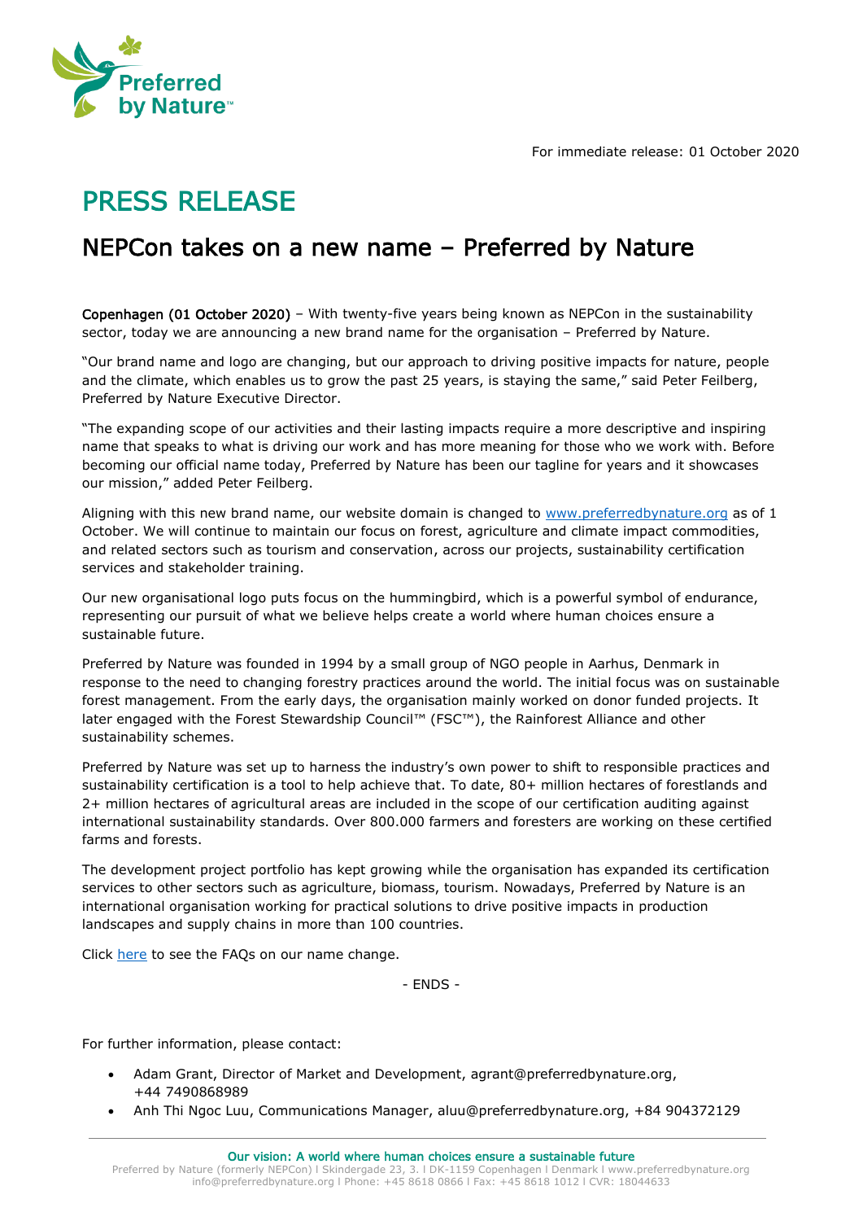For immediate release: 01 October 2020

# PRESS RELEASE

## NEPCon takes on a new name – Preferred by Nature

**Copenhagen (01 October 2020)** – With twenty-five years being known as NEPCon in the sustainability sector, today we are announcing a new brand name for the organisation – Preferred by Nature.

"Our brand name and logo are changing, but our approach to driving positive impacts for nature, people and the climate, which enables us to grow the past 25 years, is staying the same," said Peter Feilberg, Preferred by Nature Executive Director.

"The expanding scope of our activities and their lasting impacts require a more descriptive and inspiring name that speaks to what is driving our work and has more meaning for those who we work with. Before becoming our official name today, Preferred by Nature has been our tagline for years and it showcases our mission," added Peter Feilberg.

Aligning with this new brand name, our website domain is changed to [www.preferredbynature.org](http://www.preferredbynature.org) as of 1 October. We will continue to maintain our focus on forest, agriculture and climate impact commodities, and related sectors such as tourism and conservation, across our projects, sustainability certification services and stakeholder training.

Our new organisational logo puts focus on the hummingbird, which is a powerful symbol of endurance, representing our pursuit of what we believe helps create a world where human choices ensure a sustainable future.

Preferred by Nature was founded in 1994 by a small group of NGO people in Aarhus, Denmark in response to the need to changing forestry practices around the world. The initial focus was on sustainable forest management. From the early days, the organisation mainly worked on donor funded projects. It later engaged with the Forest Stewardship Council™ (FSC™), the Rainforest Alliance and other sustainability schemes.

Preferred by Nature was set up to harness the industry's own power to shift to responsible practices and sustainability certification is a tool to help achieve that. To date, 80+ million hectares of forestlands and 2+ million hectares of agricultural areas are included in the scope of our certification auditing against international sustainability standards. Over 800.000 farmers and foresters are working on these certified farms and forests.

The development project portfolio has kept growing while the organisation has expanded its certification services to other sectors such as agriculture, biomass, tourism. Nowadays, Preferred by Nature is an international organisation working for practical solutions to drive positive impacts in production landscapes and supply chains in more than 100 countries.

Click here to see the FAQs on our name change.

- ENDS -

For further information, please contact:

- Adam Grant, Director of Market and Development, agrant@preferredbynature.org, +44 7490868989
- Anh Thi Ngoc Luu, Communications Manager, aluu@preferredbynature.org, +84 904372129

Our vision: A world where human choices ensure a sustainable future

Preferred by Nature (formerly NEPCon) I Skindergade 23, 3. I DK-1159 Copenhagen I Denmark I www.preferredbynature.org
info@preferredbynature.org I Phone: +45 8618 0866 I Fax: +45 8618 1012 I CVR: 18044633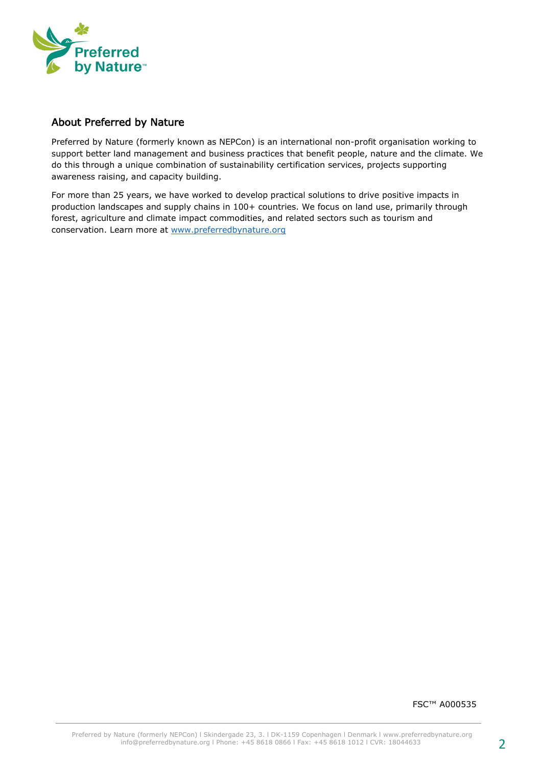## About Preferred by Nature

Preferred by Nature (formerly known as NEPCon) is an international non-profit organisation working to support better land management and business practices that benefit people, nature and the climate. We do this through a unique combination of sustainability certification services, projects supporting awareness raising, and capacity building.

For more than 25 years, we have worked to develop practical solutions to drive positive impacts in production landscapes and supply chains in 100+ countries. We focus on land use, primarily through forest, agriculture and climate impact commodities, and related sectors such as tourism and conservation. Learn more at [www.preferredbynature.org](http://www.preferredbynature.org)

FSC™ A000535